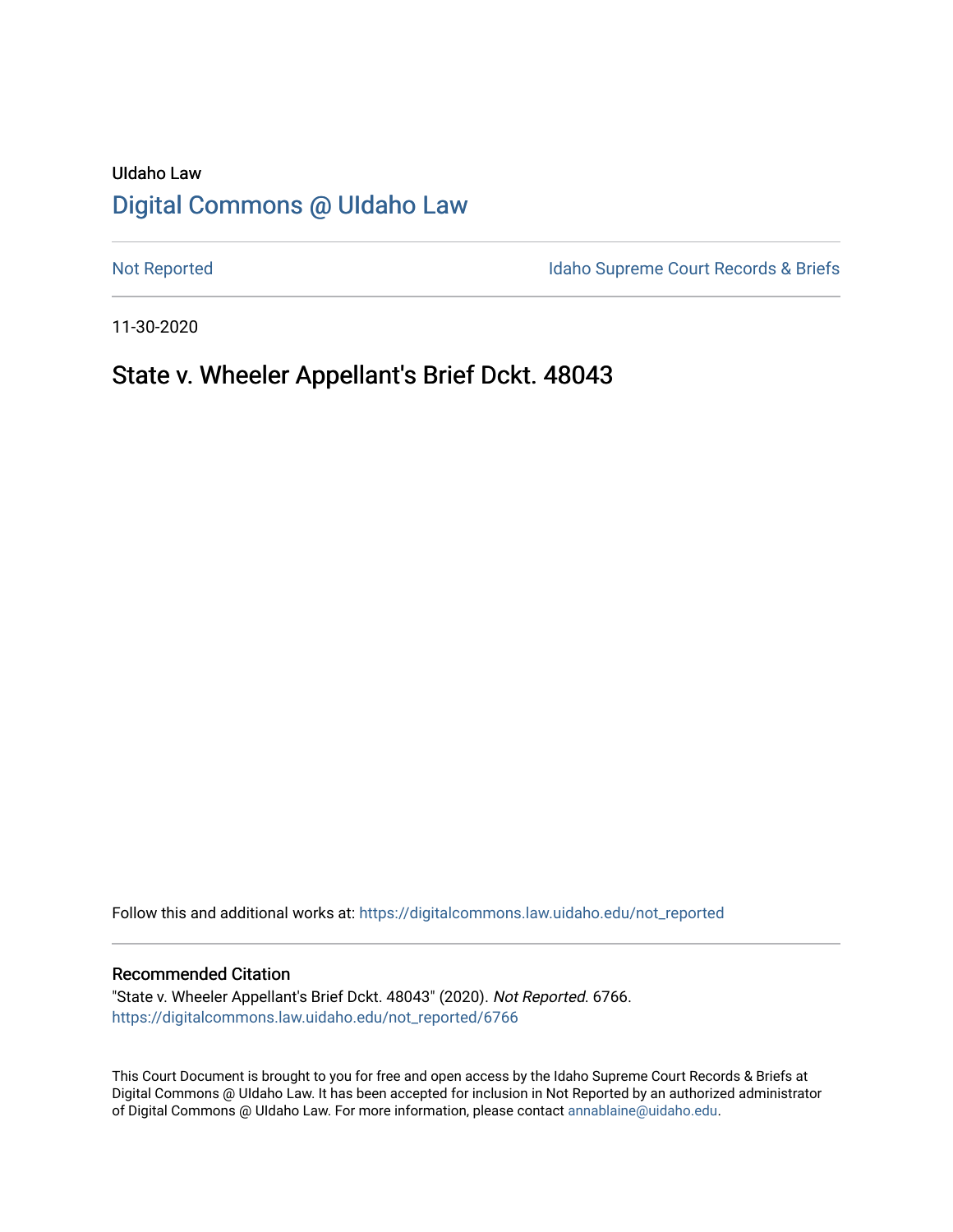UIdaho Law

# Digital Commons @ UIdaho Law

Not Reported

Idaho Supreme Court Records & Briefs

11-30-2020

## State v. Wheeler Appellant's Brief Dckt. 48043

Follow this and additional works at: https://digitalcommons.law.uidaho.edu/not_reported

### Recommended Citation

"State v. Wheeler Appellant's Brief Dckt. 48043" (2020). *Not Reported*. 6766.
https://digitalcommons.law.uidaho.edu/not_reported/6766

This Court Document is brought to you for free and open access by the Idaho Supreme Court Records & Briefs at Digital Commons @ UIdaho Law. It has been accepted for inclusion in Not Reported by an authorized administrator of Digital Commons @ UIdaho Law. For more information, please contact annablaine@uidaho.edu.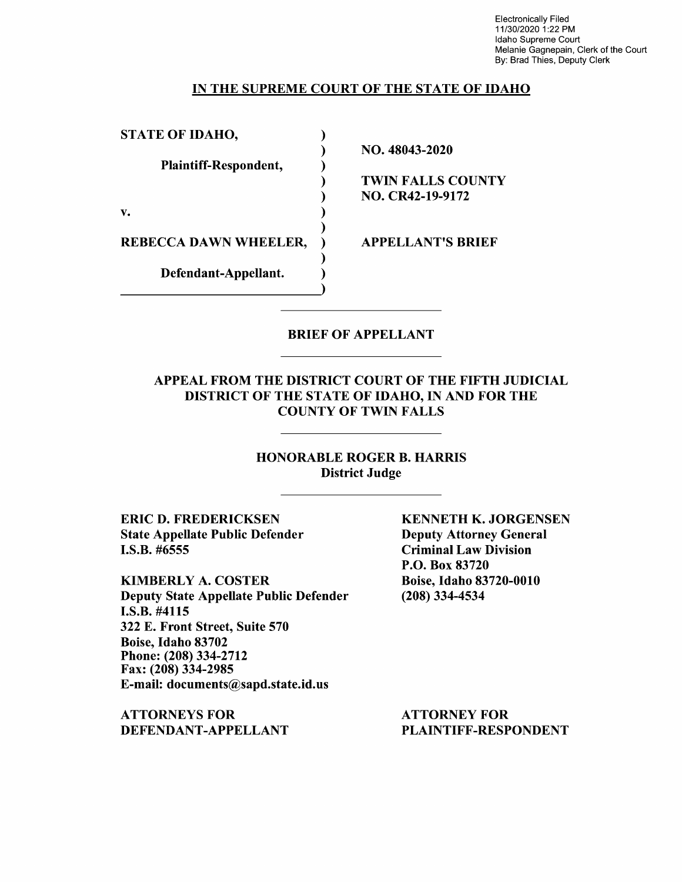Electronically Filed
11/30/2020 1:22 PM
Idaho Supreme Court
Melanie Gagnepain, Clerk of the Court
By: Brad Thies, Deputy Clerk

**IN THE SUPREME COURT OF THE STATE OF IDAHO**

| | | |
|---|---|---|
| **STATE OF IDAHO,** | ) | |
| | ) | **NO. 48043-2020** |
| **Plaintiff-Respondent,** | ) | |
| | ) | **TWIN FALLS COUNTY** |
| | ) | **NO. CR42-19-9172** |
| **v.** | ) | |
| | ) | |
| **REBECCA DAWN WHEELER,** | ) | **APPELLANT'S BRIEF** |
| | ) | |
| **Defendant-Appellant.** | ) | |

**BRIEF OF APPELLANT**

**APPEAL FROM THE DISTRICT COURT OF THE FIFTH JUDICIAL DISTRICT OF THE STATE OF IDAHO, IN AND FOR THE COUNTY OF TWIN FALLS**

**HONORABLE ROGER B. HARRIS**
**District Judge**

**ERIC D. FREDERICKSEN**
**State Appellate Public Defender**
**I.S.B. #6555**

**KIMBERLY A. COSTER**
**Deputy State Appellate Public Defender**
**I.S.B. #4115**
**322 E. Front Street, Suite 570**
**Boise, Idaho 83702**
**Phone: (208) 334-2712**
**Fax: (208) 334-2985**
**E-mail: documents@sapd.state.id.us**

**ATTORNEYS FOR DEFENDANT-APPELLANT**

**KENNETH K. JORGENSEN**
**Deputy Attorney General**
**Criminal Law Division**
**P.O. Box 83720**
**Boise, Idaho 83720-0010**
**(208) 334-4534**

**ATTORNEY FOR PLAINTIFF-RESPONDENT**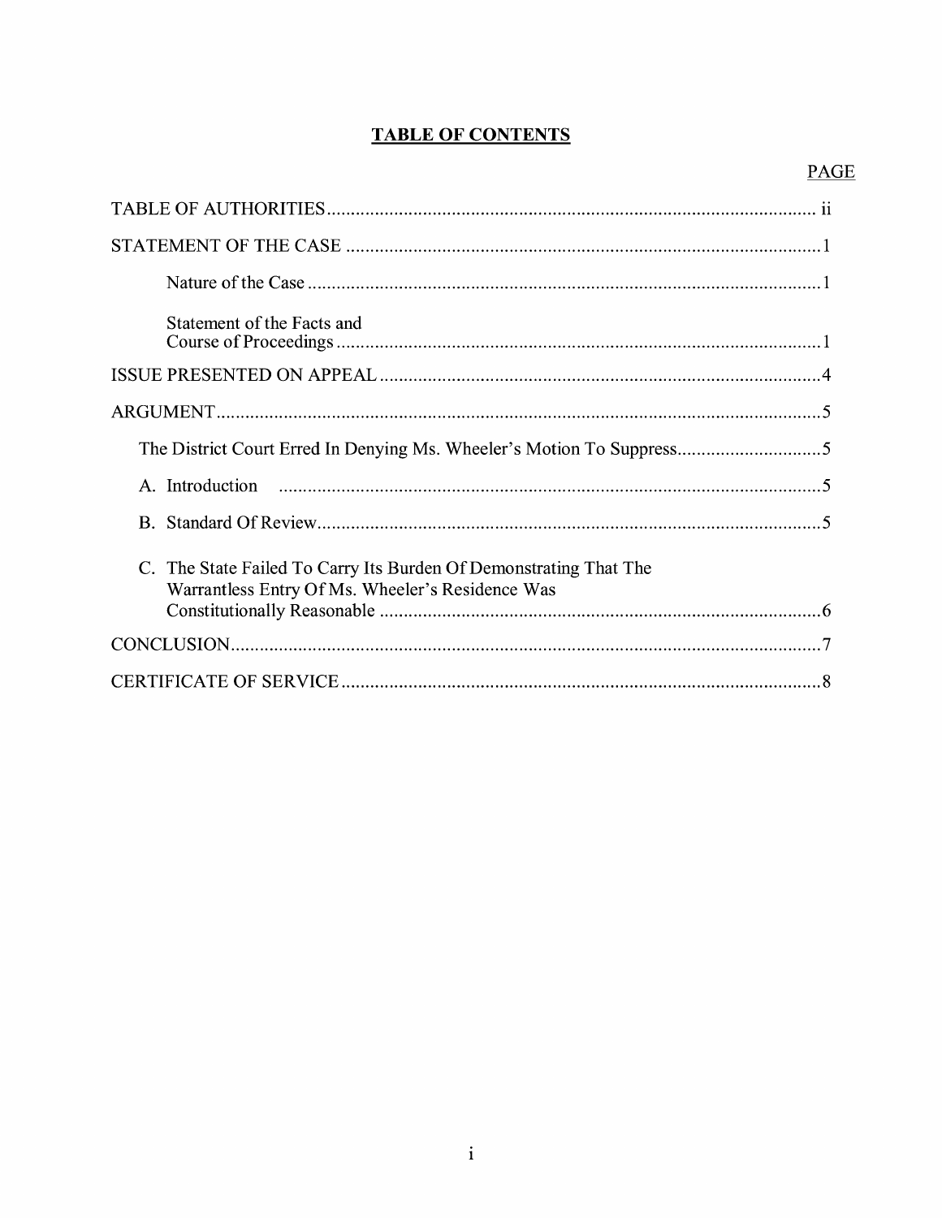# TABLE OF CONTENTS

| | PAGE |
|---|---|
| TABLE OF AUTHORITIES | ii |
| STATEMENT OF THE CASE | 1 |
| Nature of the Case | 1 |
| Statement of the Facts and Course of Proceedings | 1 |
| ISSUE PRESENTED ON APPEAL | 4 |
| ARGUMENT | 5 |
| The District Court Erred In Denying Ms. Wheeler's Motion To Suppress | 5 |
| A. Introduction | 5 |
| B. Standard Of Review | 5 |
| C. The State Failed To Carry Its Burden Of Demonstrating That The Warrantless Entry Of Ms. Wheeler's Residence Was Constitutionally Reasonable | 6 |
| CONCLUSION | 7 |
| CERTIFICATE OF SERVICE | 8 |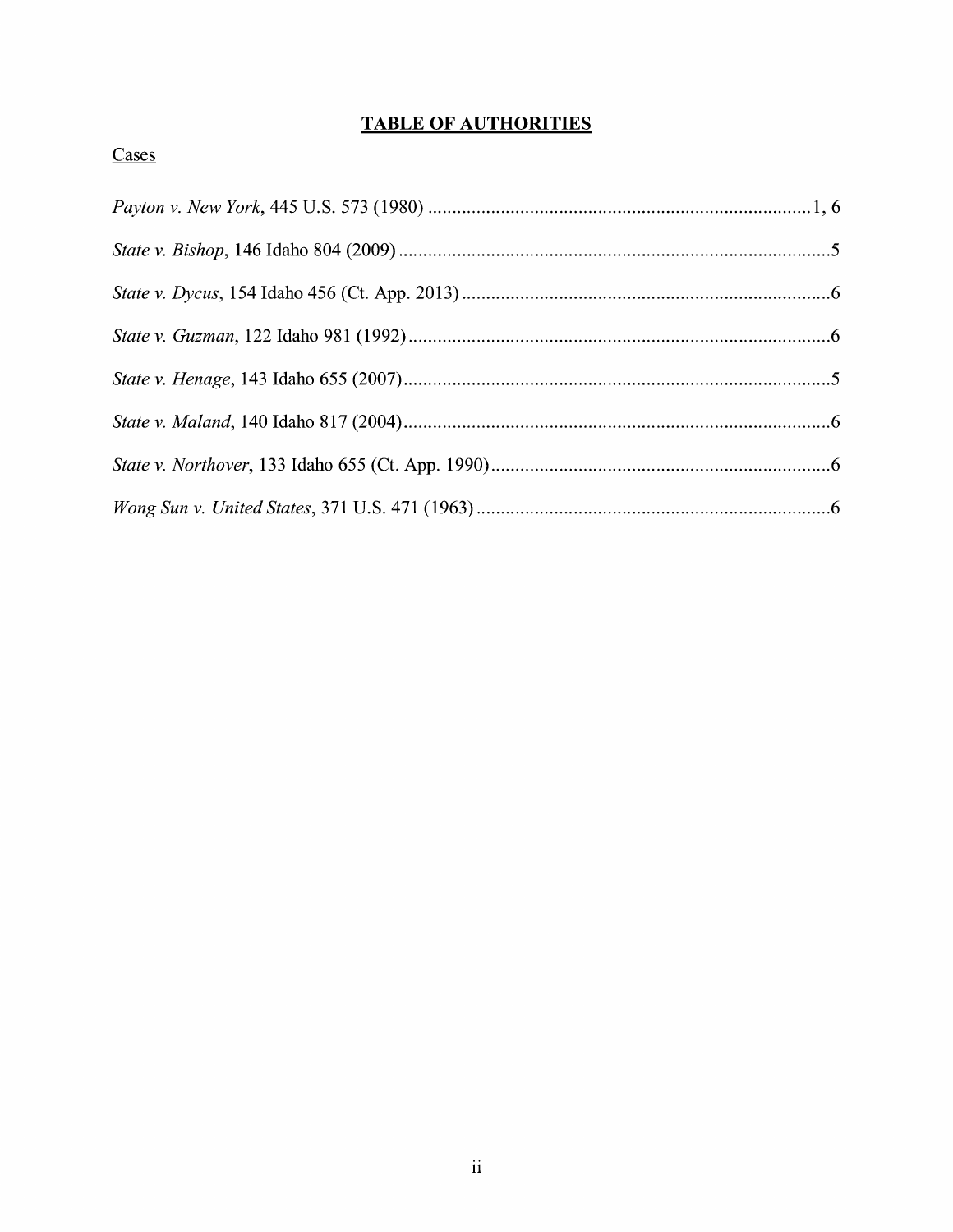# **TABLE OF AUTHORITIES**

Cases

*Payton v. New York*, 445 U.S. 573 (1980) ............................................................................1, 6

*State v. Bishop*, 146 Idaho 804 (2009) ..........................................................................................5

*State v. Dycus*, 154 Idaho 456 (Ct. App. 2013) ............................................................................6

*State v. Guzman*, 122 Idaho 981 (1992) ........................................................................................6

*State v. Henage*, 143 Idaho 655 (2007)..........................................................................................5

*State v. Maland*, 140 Idaho 817 (2004)..........................................................................................6

*State v. Northover*, 133 Idaho 655 (Ct. App. 1990) .......................................................................6

*Wong Sun v. United States*, 371 U.S. 471 (1963) ..........................................................................6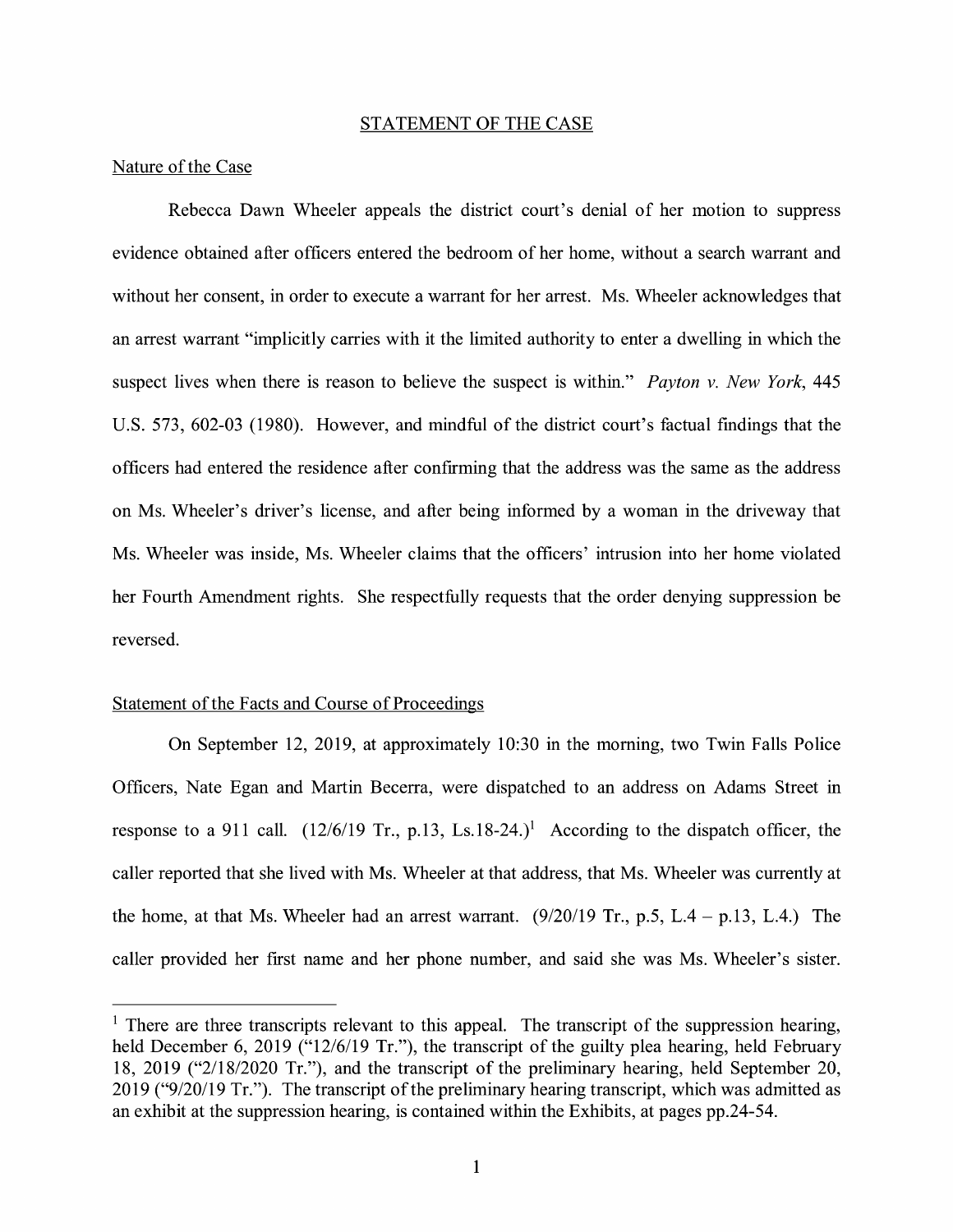## STATEMENT OF THE CASE

### Nature of the Case

Rebecca Dawn Wheeler appeals the district court's denial of her motion to suppress evidence obtained after officers entered the bedroom of her home, without a search warrant and without her consent, in order to execute a warrant for her arrest. Ms. Wheeler acknowledges that an arrest warrant "implicitly carries with it the limited authority to enter a dwelling in which the suspect lives when there is reason to believe the suspect is within." *Payton v. New York*, 445 U.S. 573, 602-03 (1980). However, and mindful of the district court's factual findings that the officers had entered the residence after confirming that the address was the same as the address on Ms. Wheeler's driver's license, and after being informed by a woman in the driveway that Ms. Wheeler was inside, Ms. Wheeler claims that the officers' intrusion into her home violated her Fourth Amendment rights. She respectfully requests that the order denying suppression be reversed.

### Statement of the Facts and Course of Proceedings

On September 12, 2019, at approximately 10:30 in the morning, two Twin Falls Police Officers, Nate Egan and Martin Becerra, were dispatched to an address on Adams Street in response to a 911 call. (12/6/19 Tr., p.13, Ls.18-24.)[1] According to the dispatch officer, the caller reported that she lived with Ms. Wheeler at that address, that Ms. Wheeler was currently at the home, at that Ms. Wheeler had an arrest warrant. (9/20/19 Tr., p.5, L.4 – p.13, L.4.) The caller provided her first name and her phone number, and said she was Ms. Wheeler's sister.

---

[1] There are three transcripts relevant to this appeal. The transcript of the suppression hearing, held December 6, 2019 ("12/6/19 Tr."), the transcript of the guilty plea hearing, held February 18, 2019 ("2/18/2020 Tr."), and the transcript of the preliminary hearing, held September 20, 2019 ("9/20/19 Tr."). The transcript of the preliminary hearing transcript, which was admitted as an exhibit at the suppression hearing, is contained within the Exhibits, at pages pp.24-54.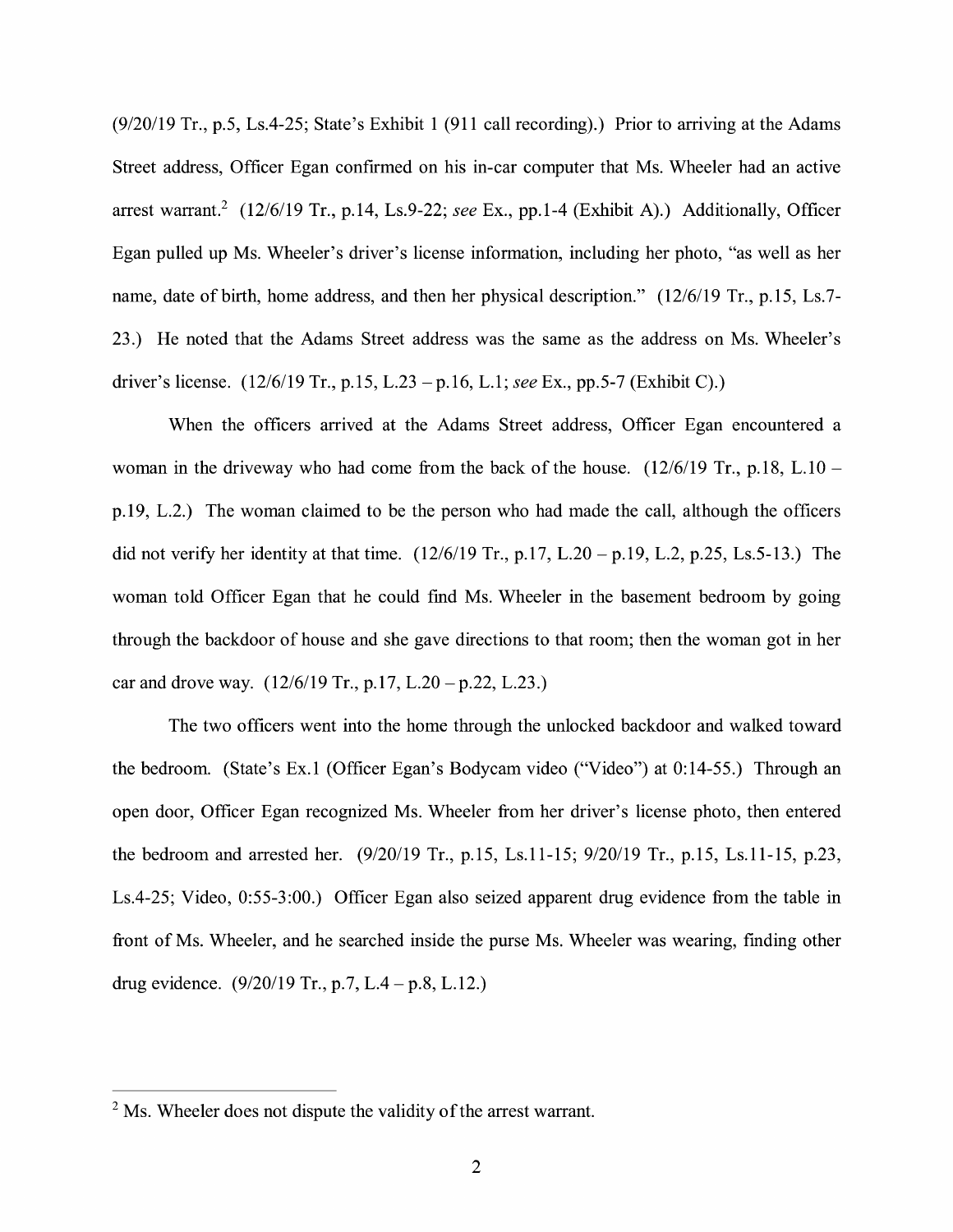(9/20/19 Tr., p.5, Ls.4-25; State's Exhibit 1 (911 call recording).) Prior to arriving at the Adams Street address, Officer Egan confirmed on his in-car computer that Ms. Wheeler had an active arrest warrant.[2] (12/6/19 Tr., p.14, Ls.9-22; *see* Ex., pp.1-4 (Exhibit A).) Additionally, Officer Egan pulled up Ms. Wheeler's driver's license information, including her photo, "as well as her name, date of birth, home address, and then her physical description." (12/6/19 Tr., p.15, Ls.7-23.) He noted that the Adams Street address was the same as the address on Ms. Wheeler's driver's license. (12/6/19 Tr., p.15, L.23 – p.16, L.1; *see* Ex., pp.5-7 (Exhibit C).)

When the officers arrived at the Adams Street address, Officer Egan encountered a woman in the driveway who had come from the back of the house. (12/6/19 Tr., p.18, L.10 – p.19, L.2.) The woman claimed to be the person who had made the call, although the officers did not verify her identity at that time. (12/6/19 Tr., p.17, L.20 – p.19, L.2, p.25, Ls.5-13.) The woman told Officer Egan that he could find Ms. Wheeler in the basement bedroom by going through the backdoor of house and she gave directions to that room; then the woman got in her car and drove way. (12/6/19 Tr., p.17, L.20 – p.22, L.23.)

The two officers went into the home through the unlocked backdoor and walked toward the bedroom. (State's Ex.1 (Officer Egan's Bodycam video ("Video") at 0:14-55.) Through an open door, Officer Egan recognized Ms. Wheeler from her driver's license photo, then entered the bedroom and arrested her. (9/20/19 Tr., p.15, Ls.11-15; 9/20/19 Tr., p.15, Ls.11-15, p.23, Ls.4-25; Video, 0:55-3:00.) Officer Egan also seized apparent drug evidence from the table in front of Ms. Wheeler, and he searched inside the purse Ms. Wheeler was wearing, finding other drug evidence. (9/20/19 Tr., p.7, L.4 – p.8, L.12.)

---

[2] Ms. Wheeler does not dispute the validity of the arrest warrant.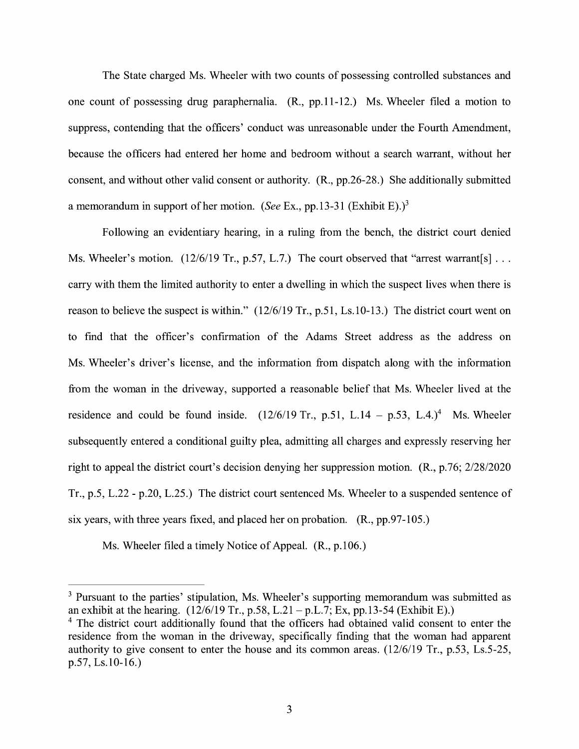The State charged Ms. Wheeler with two counts of possessing controlled substances and one count of possessing drug paraphernalia. (R., pp.11-12.) Ms. Wheeler filed a motion to suppress, contending that the officers' conduct was unreasonable under the Fourth Amendment, because the officers had entered her home and bedroom without a search warrant, without her consent, and without other valid consent or authority. (R., pp.26-28.) She additionally submitted a memorandum in support of her motion. (*See* Ex., pp.13-31 (Exhibit E).)[3]

Following an evidentiary hearing, in a ruling from the bench, the district court denied Ms. Wheeler's motion. (12/6/19 Tr., p.57, L.7.) The court observed that "arrest warrant[s] . . . carry with them the limited authority to enter a dwelling in which the suspect lives when there is reason to believe the suspect is within." (12/6/19 Tr., p.51, Ls.10-13.) The district court went on to find that the officer's confirmation of the Adams Street address as the address on Ms. Wheeler's driver's license, and the information from dispatch along with the information from the woman in the driveway, supported a reasonable belief that Ms. Wheeler lived at the residence and could be found inside. (12/6/19 Tr., p.51, L.14 – p.53, L.4.)[4] Ms. Wheeler subsequently entered a conditional guilty plea, admitting all charges and expressly reserving her right to appeal the district court's decision denying her suppression motion. (R., p.76; 2/28/2020 Tr., p.5, L.22 - p.20, L.25.) The district court sentenced Ms. Wheeler to a suspended sentence of six years, with three years fixed, and placed her on probation. (R., pp.97-105.)

Ms. Wheeler filed a timely Notice of Appeal. (R., p.106.)

---

[3] Pursuant to the parties' stipulation, Ms. Wheeler's supporting memorandum was submitted as an exhibit at the hearing. (12/6/19 Tr., p.58, L.21 – p.L.7; Ex, pp.13-54 (Exhibit E).)

[4] The district court additionally found that the officers had obtained valid consent to enter the residence from the woman in the driveway, specifically finding that the woman had apparent authority to give consent to enter the house and its common areas. (12/6/19 Tr., p.53, Ls.5-25, p.57, Ls.10-16.)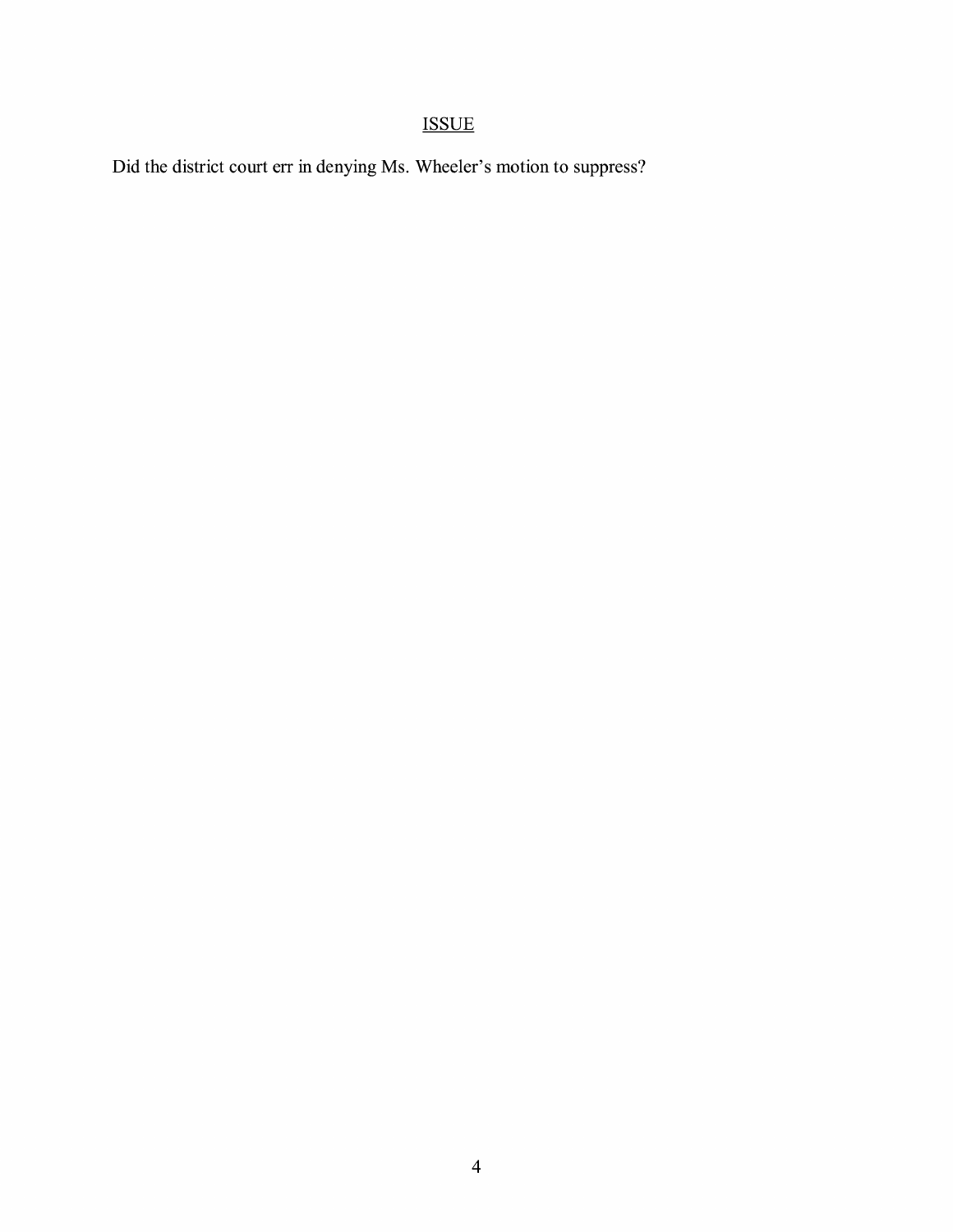## ISSUE

Did the district court err in denying Ms. Wheeler's motion to suppress?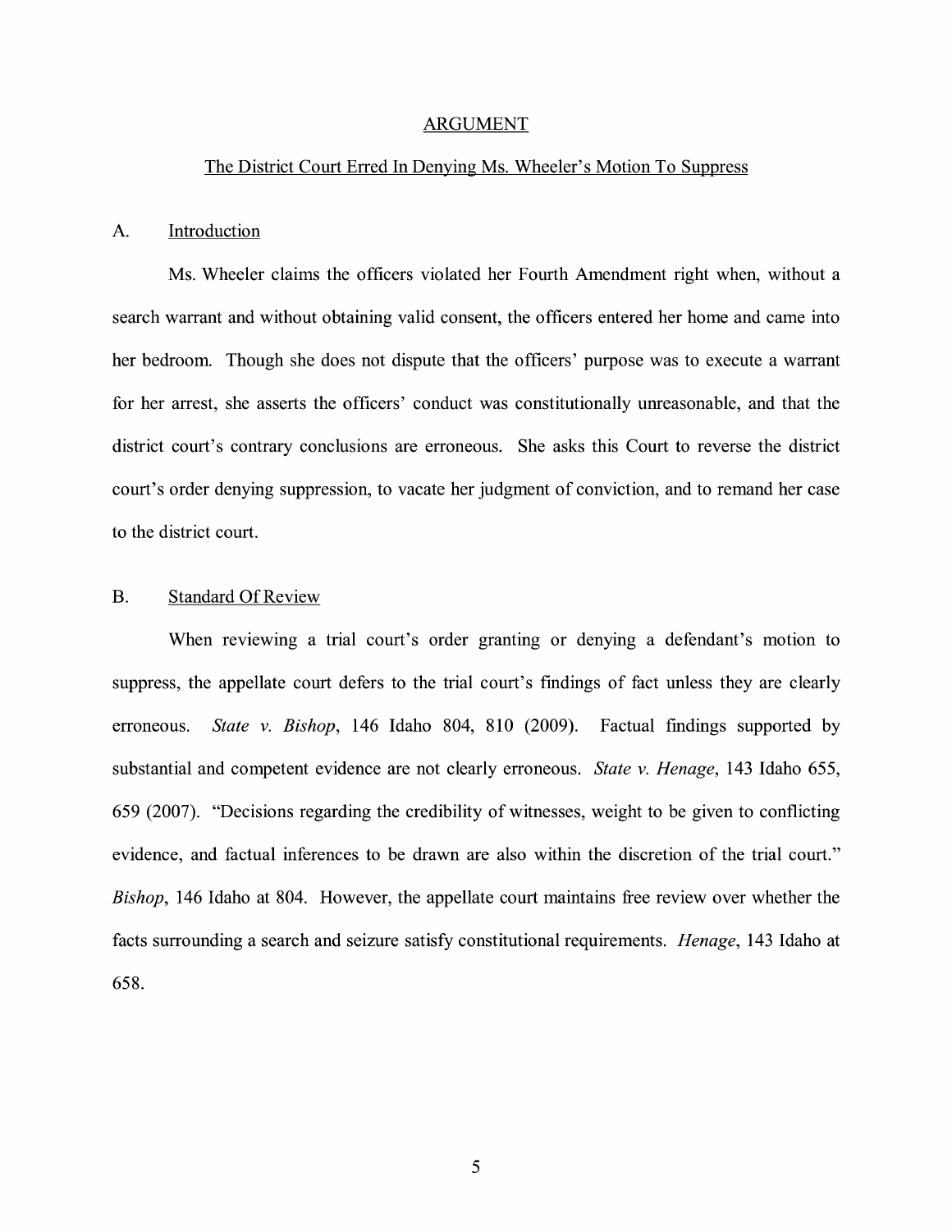## ARGUMENT

### The District Court Erred In Denying Ms. Wheeler's Motion To Suppress

### A. Introduction

Ms. Wheeler claims the officers violated her Fourth Amendment right when, without a search warrant and without obtaining valid consent, the officers entered her home and came into her bedroom. Though she does not dispute that the officers' purpose was to execute a warrant for her arrest, she asserts the officers' conduct was constitutionally unreasonable, and that the district court's contrary conclusions are erroneous. She asks this Court to reverse the district court's order denying suppression, to vacate her judgment of conviction, and to remand her case to the district court.

### B. Standard Of Review

When reviewing a trial court's order granting or denying a defendant's motion to suppress, the appellate court defers to the trial court's findings of fact unless they are clearly erroneous. *State v. Bishop*, 146 Idaho 804, 810 (2009). Factual findings supported by substantial and competent evidence are not clearly erroneous. *State v. Henage*, 143 Idaho 655, 659 (2007). "Decisions regarding the credibility of witnesses, weight to be given to conflicting evidence, and factual inferences to be drawn are also within the discretion of the trial court." *Bishop*, 146 Idaho at 804. However, the appellate court maintains free review over whether the facts surrounding a search and seizure satisfy constitutional requirements. *Henage*, 143 Idaho at 658.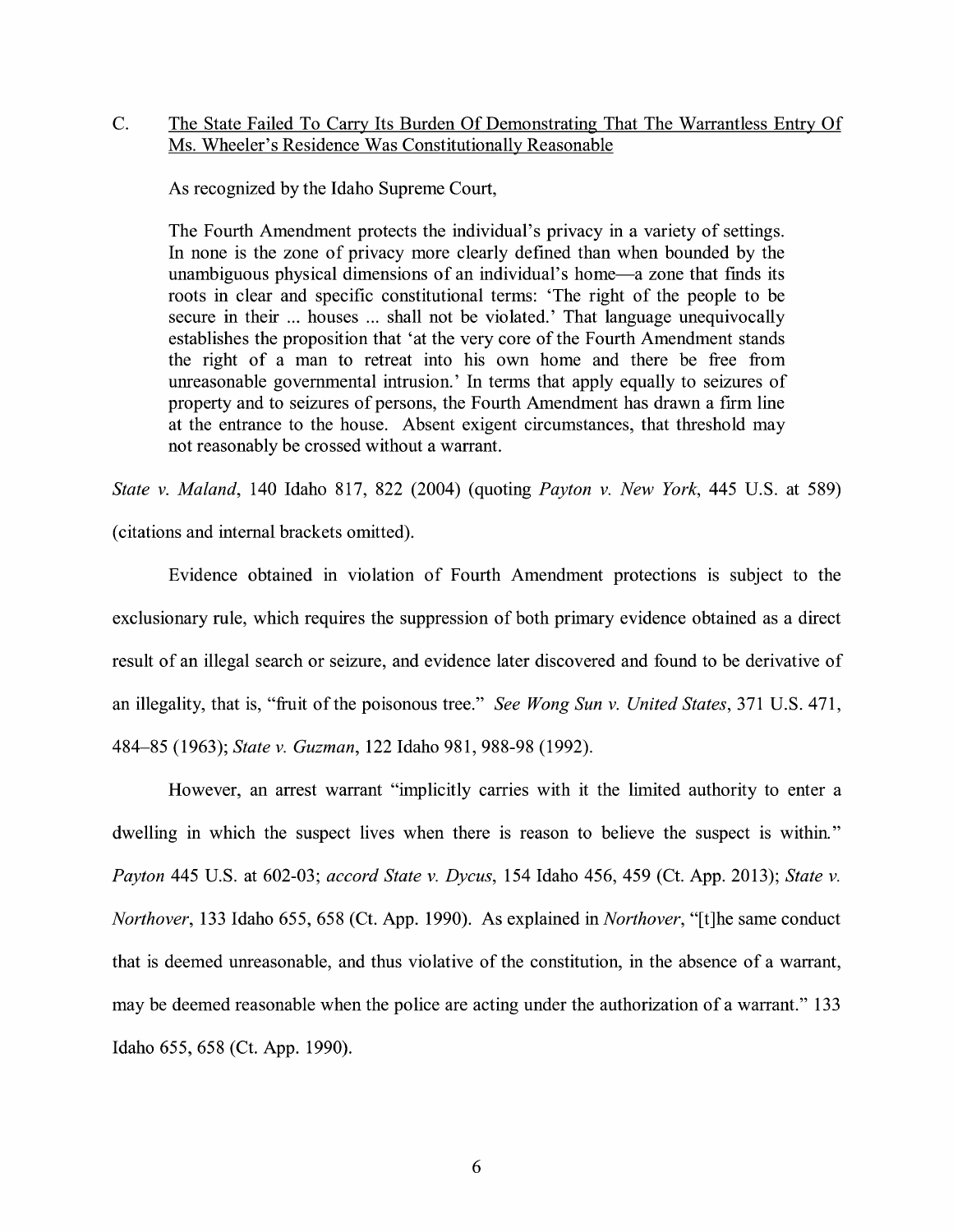### C. <u>The State Failed To Carry Its Burden Of Demonstrating That The Warrantless Entry Of Ms. Wheeler's Residence Was Constitutionally Reasonable</u>

As recognized by the Idaho Supreme Court,

> The Fourth Amendment protects the individual's privacy in a variety of settings. In none is the zone of privacy more clearly defined than when bounded by the unambiguous physical dimensions of an individual's home—a zone that finds its roots in clear and specific constitutional terms: 'The right of the people to be secure in their ... houses ... shall not be violated.' That language unequivocally establishes the proposition that 'at the very core of the Fourth Amendment stands the right of a man to retreat into his own home and there be free from unreasonable governmental intrusion.' In terms that apply equally to seizures of property and to seizures of persons, the Fourth Amendment has drawn a firm line at the entrance to the house. Absent exigent circumstances, that threshold may not reasonably be crossed without a warrant.

*State v. Maland*, 140 Idaho 817, 822 (2004) (quoting *Payton v. New York*, 445 U.S. at 589) (citations and internal brackets omitted).

Evidence obtained in violation of Fourth Amendment protections is subject to the exclusionary rule, which requires the suppression of both primary evidence obtained as a direct result of an illegal search or seizure, and evidence later discovered and found to be derivative of an illegality, that is, "fruit of the poisonous tree." *See Wong Sun v. United States*, 371 U.S. 471, 484–85 (1963); *State v. Guzman*, 122 Idaho 981, 988-98 (1992).

However, an arrest warrant "implicitly carries with it the limited authority to enter a dwelling in which the suspect lives when there is reason to believe the suspect is within." *Payton* 445 U.S. at 602-03; *accord State v. Dycus*, 154 Idaho 456, 459 (Ct. App. 2013); *State v. Northover*, 133 Idaho 655, 658 (Ct. App. 1990). As explained in *Northover*, "[t]he same conduct that is deemed unreasonable, and thus violative of the constitution, in the absence of a warrant, may be deemed reasonable when the police are acting under the authorization of a warrant." 133 Idaho 655, 658 (Ct. App. 1990).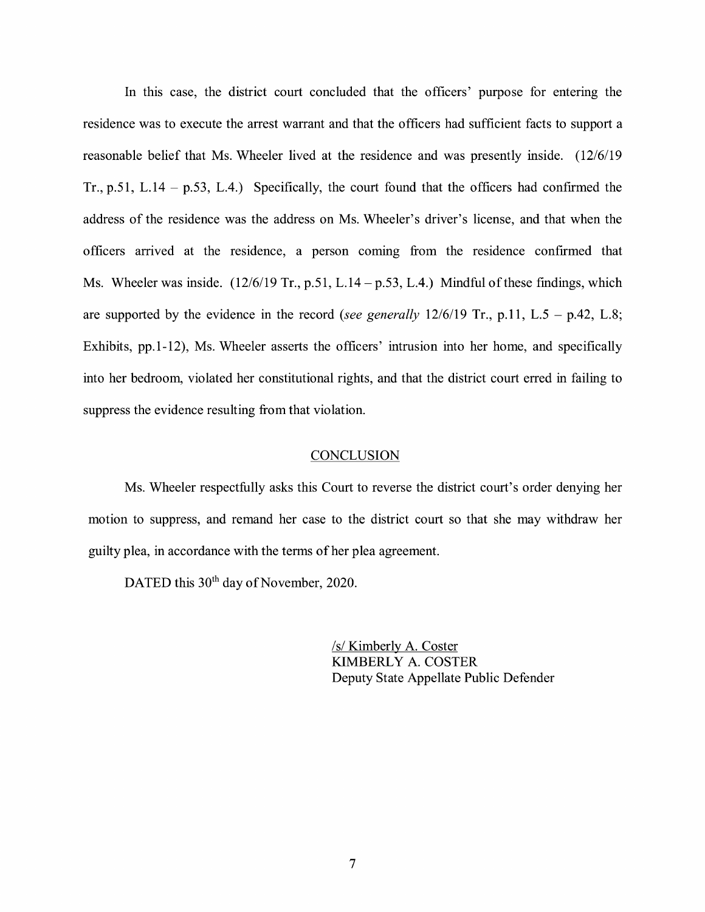In this case, the district court concluded that the officers' purpose for entering the residence was to execute the arrest warrant and that the officers had sufficient facts to support a reasonable belief that Ms. Wheeler lived at the residence and was presently inside. (12/6/19 Tr., p.51, L.14 – p.53, L.4.) Specifically, the court found that the officers had confirmed the address of the residence was the address on Ms. Wheeler's driver's license, and that when the officers arrived at the residence, a person coming from the residence confirmed that Ms. Wheeler was inside. (12/6/19 Tr., p.51, L.14 – p.53, L.4.) Mindful of these findings, which are supported by the evidence in the record (*see generally* 12/6/19 Tr., p.11, L.5 – p.42, L.8; Exhibits, pp.1-12), Ms. Wheeler asserts the officers' intrusion into her home, and specifically into her bedroom, violated her constitutional rights, and that the district court erred in failing to suppress the evidence resulting from that violation.

## CONCLUSION

Ms. Wheeler respectfully asks this Court to reverse the district court's order denying her motion to suppress, and remand her case to the district court so that she may withdraw her guilty plea, in accordance with the terms of her plea agreement.

DATED this 30th day of November, 2020.

/s/ Kimberly A. Coster
KIMBERLY A. COSTER
Deputy State Appellate Public Defender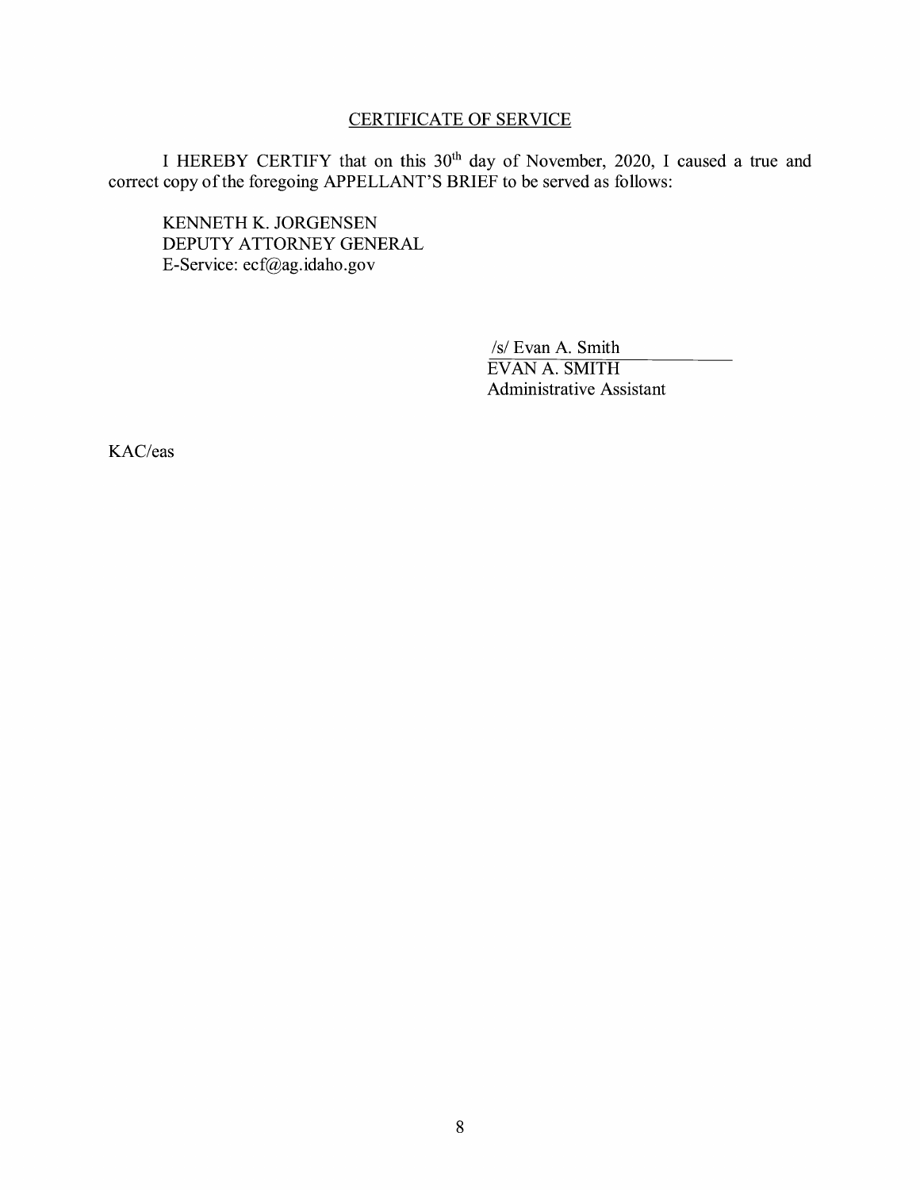## CERTIFICATE OF SERVICE

I HEREBY CERTIFY that on this 30th day of November, 2020, I caused a true and correct copy of the foregoing APPELLANT'S BRIEF to be served as follows:

KENNETH K. JORGENSEN
DEPUTY ATTORNEY GENERAL
E-Service: ecf@ag.idaho.gov

/s/ Evan A. Smith
EVAN A. SMITH
Administrative Assistant

KAC/eas